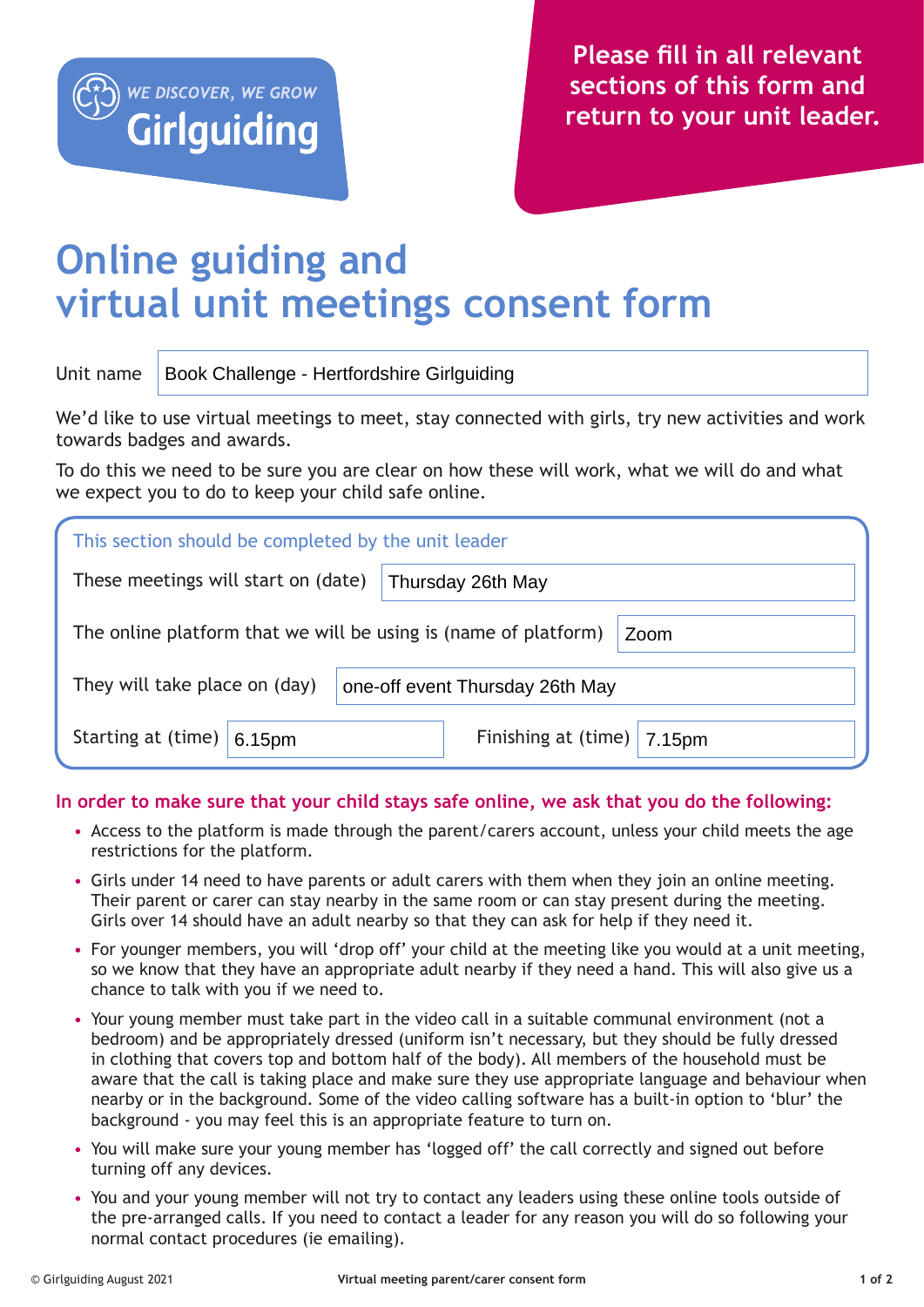WE DISCOVER, WE GROW

Girlguiding

**Please fill in all relevant sections of this form and return to your unit leader.**

# Online guiding and virtual unit meetings consent form

| Unit name | Book Challenge - Hertfordshire Girlguiding |
|---|---|

We'd like to use virtual meetings to meet, stay connected with girls, try new activities and work towards badges and awards.

To do this we need to be sure you are clear on how these will work, what we will do and what we expect you to do to keep your child safe online.

This section should be completed by the unit leader

| | |
|---|---|
| These meetings will start on (date) | Thursday 26th May |
| The online platform that we will be using is (name of platform) | Zoom |
| They will take place on (day) | one-off event Thursday 26th May |
| Starting at (time) | 6.15pm |
| Finishing at (time) | 7.15pm |

**In order to make sure that your child stays safe online, we ask that you do the following:**

- Access to the platform is made through the parent/carers account, unless your child meets the age restrictions for the platform.
- Girls under 14 need to have parents or adult carers with them when they join an online meeting. Their parent or carer can stay nearby in the same room or can stay present during the meeting. Girls over 14 should have an adult nearby so that they can ask for help if they need it.
- For younger members, you will 'drop off' your child at the meeting like you would at a unit meeting, so we know that they have an appropriate adult nearby if they need a hand. This will also give us a chance to talk with you if we need to.
- Your young member must take part in the video call in a suitable communal environment (not a bedroom) and be appropriately dressed (uniform isn't necessary, but they should be fully dressed in clothing that covers top and bottom half of the body). All members of the household must be aware that the call is taking place and make sure they use appropriate language and behaviour when nearby or in the background. Some of the video calling software has a built-in option to 'blur' the background - you may feel this is an appropriate feature to turn on.
- You will make sure your young member has 'logged off' the call correctly and signed out before turning off any devices.
- You and your young member will not try to contact any leaders using these online tools outside of the pre-arranged calls. If you need to contact a leader for any reason you will do so following your normal contact procedures (ie emailing).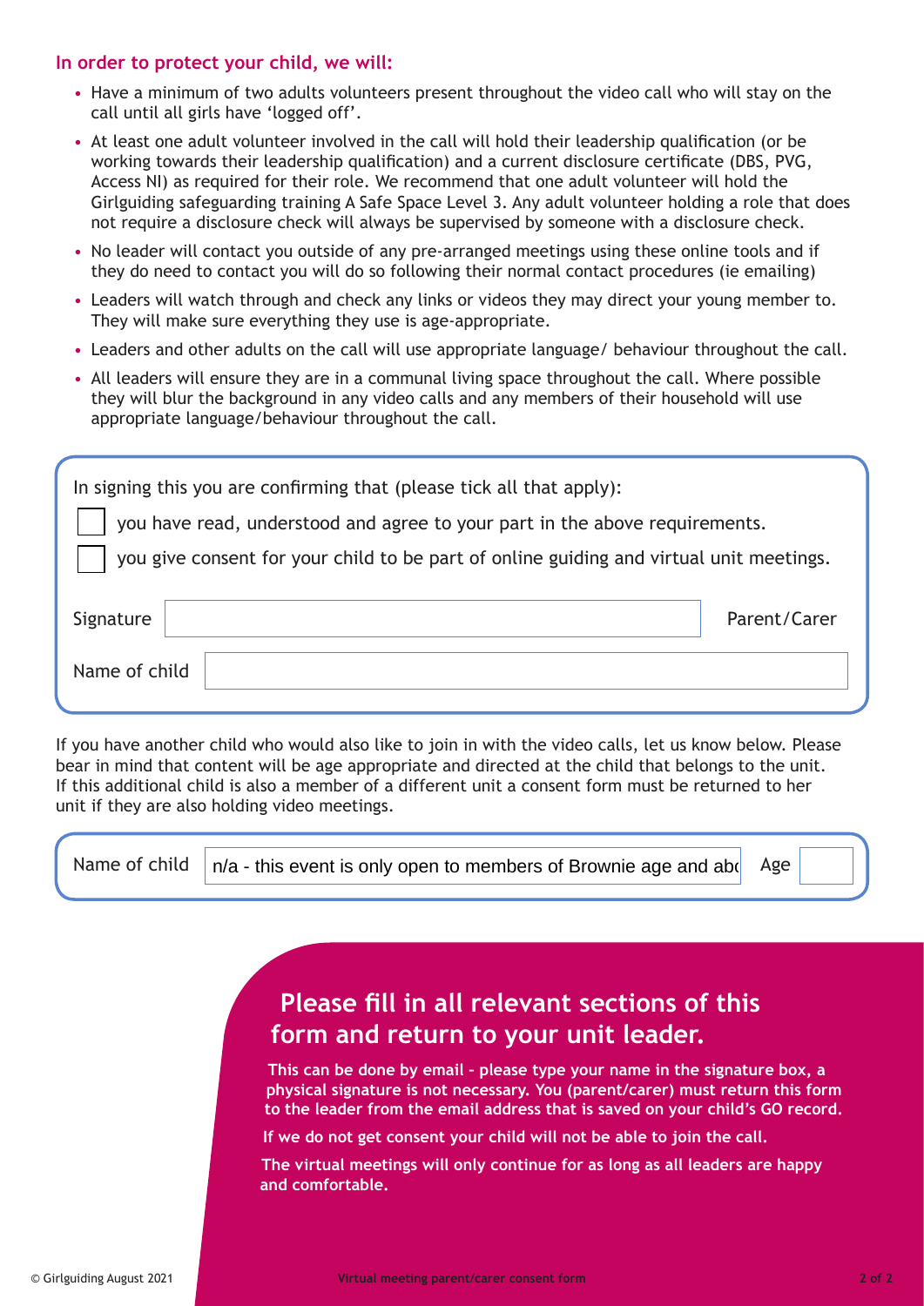### In order to protect your child, we will:

- Have a minimum of two adults volunteers present throughout the video call who will stay on the call until all girls have 'logged off'.
- At least one adult volunteer involved in the call will hold their leadership qualification (or be working towards their leadership qualification) and a current disclosure certificate (DBS, PVG, Access NI) as required for their role. We recommend that one adult volunteer will hold the Girlguiding safeguarding training A Safe Space Level 3. Any adult volunteer holding a role that does not require a disclosure check will always be supervised by someone with a disclosure check.
- No leader will contact you outside of any pre-arranged meetings using these online tools and if they do need to contact you will do so following their normal contact procedures (ie emailing)
- Leaders will watch through and check any links or videos they may direct your young member to. They will make sure everything they use is age-appropriate.
- Leaders and other adults on the call will use appropriate language/ behaviour throughout the call.
- All leaders will ensure they are in a communal living space throughout the call. Where possible they will blur the background in any video calls and any members of their household will use appropriate language/behaviour throughout the call.

In signing this you are confirming that (please tick all that apply):

- [ ] you have read, understood and agree to your part in the above requirements.
- [ ] you give consent for your child to be part of online guiding and virtual unit meetings.

Signature: ______________________ Parent/Carer

Name of child: ______________________

If you have another child who would also like to join in with the video calls, let us know below. Please bear in mind that content will be age appropriate and directed at the child that belongs to the unit. If this additional child is also a member of a different unit a consent form must be returned to her unit if they are also holding video meetings.

Name of child: n/a - this event is only open to members of Brownie age and abo    Age: ______

## Please fill in all relevant sections of this form and return to your unit leader.

**This can be done by email – please type your name in the signature box, a physical signature is not necessary. You (parent/carer) must return this form to the leader from the email address that is saved on your child's GO record.**

**If we do not get consent your child will not be able to join the call.**

**The virtual meetings will only continue for as long as all leaders are happy and comfortable.**

© Girlguiding August 2021

Virtual meeting parent/carer consent form